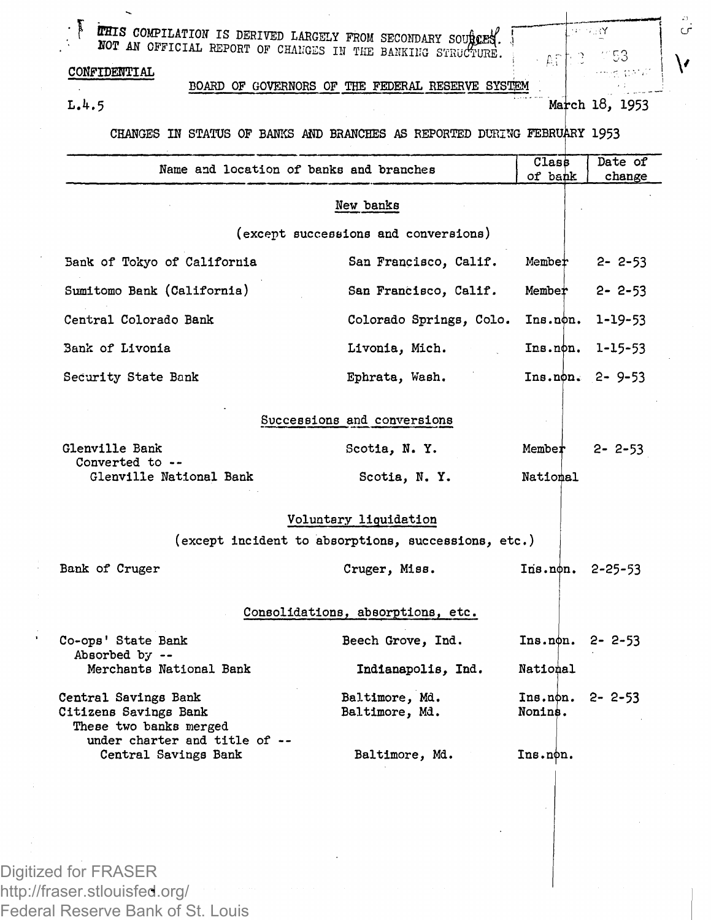THIS COMPILATION IS DERIVED LARGELY FROM SECONDARY SOURCES. NOT AN OFFICIAL REPORT OF CHANGES IN THE BANKING STRUCTURE.

CONFIDENTIAL

BOARD OF GOVERNORS OF THE FEDERAL RESERVE SYSTEM

L.4.5

March 18, 1953

CHANGES IN STATUS OF BANKS AND BRANCHES AS REPORTED DURING FEBRUARY 1953

| Name and location of banks and branches | | Class of bank | Date of change |
|---|---|---|---|
| **New banks** (except successions and conversions) | | | |
| Bank of Tokyo of California | San Francisco, Calif. | Member | 2- 2-53 |
| Sumitomo Bank (California) | San Francisco, Calif. | Member | 2- 2-53 |
| Central Colorado Bank | Colorado Springs, Colo. | Ins.non. | 1-19-53 |
| Bank of Livonia | Livonia, Mich. | Ins.non. | 1-15-53 |
| Security State Bank | Ephrata, Wash. | Ins.non. | 2- 9-53 |
| **Successions and conversions** | | | |
| Glenville Bank | Scotia, N. Y. | Member | 2- 2-53 |
| Converted to -- Glenville National Bank | Scotia, N. Y. | National | |
| **Voluntary liquidation** (except incident to absorptions, successions, etc.) | | | |
| Bank of Cruger | Cruger, Miss. | Ins.non. | 2-25-53 |
| **Consolidations, absorptions, etc.** | | | |
| Co-ops' State Bank | Beech Grove, Ind. | Ins.non. | 2- 2-53 |
| Absorbed by -- Merchants National Bank | Indianapolis, Ind. | National | |
| Central Savings Bank | Baltimore, Md. | Ins.non. | 2- 2-53 |
| Citizens Savings Bank | Baltimore, Md. | Nonins. | |
| These two banks merged under charter and title of -- Central Savings Bank | Baltimore, Md. | Ins.non. | |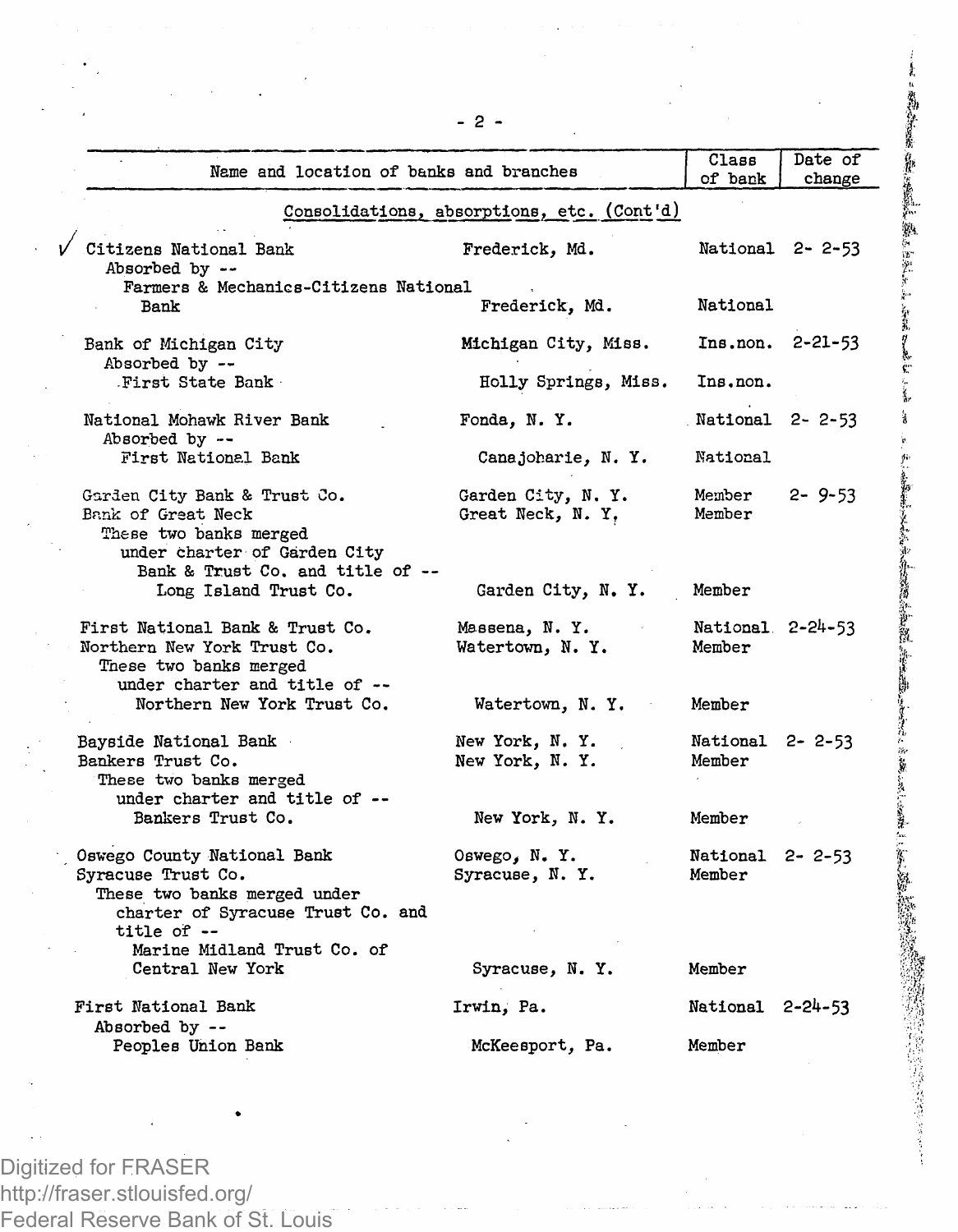| Name and location of banks and branches | | Class of bank | Date of change |
|---|---|---|---|
| **Consolidations, absorptions, etc. (Cont'd)** | | | |
| ✓ Citizens National Bank | Frederick, Md. | National | 2- 2-53 |
| Absorbed by -- | | | |
| Farmers & Mechanics-Citizens National Bank | Frederick, Md. | National | |
| Bank of Michigan City | Michigan City, Miss. | Ins.non. | 2-21-53 |
| Absorbed by -- | | | |
| First State Bank | Holly Springs, Miss. | Ins.non. | |
| National Mohawk River Bank | Fonda, N. Y. | National | 2- 2-53 |
| Absorbed by -- | | | |
| First National Bank | Canajoharie, N. Y. | National | |
| Garden City Bank & Trust Co. | Garden City, N. Y. | Member | 2- 9-53 |
| Bank of Great Neck | Great Neck, N. Y. | Member | |
| These two banks merged under charter of Garden City Bank & Trust Co. and title of -- | | | |
| Long Island Trust Co. | Garden City, N. Y. | Member | |
| First National Bank & Trust Co. | Massena, N. Y. | National | 2-24-53 |
| Northern New York Trust Co. | Watertown, N. Y. | Member | |
| These two banks merged under charter and title of -- | | | |
| Northern New York Trust Co. | Watertown, N. Y. | Member | |
| Bayside National Bank | New York, N. Y. | National | 2- 2-53 |
| Bankers Trust Co. | New York, N. Y. | Member | |
| These two banks merged under charter and title of -- | | | |
| Bankers Trust Co. | New York, N. Y. | Member | |
| Oswego County National Bank | Oswego, N. Y. | National | 2- 2-53 |
| Syracuse Trust Co. | Syracuse, N. Y. | Member | |
| These two banks merged under charter of Syracuse Trust Co. and title of -- | | | |
| Marine Midland Trust Co. of Central New York | Syracuse, N. Y. | Member | |
| First National Bank | Irwin, Pa. | National | 2-24-53 |
| Absorbed by -- | | | |
| Peoples Union Bank | McKeesport, Pa. | Member | |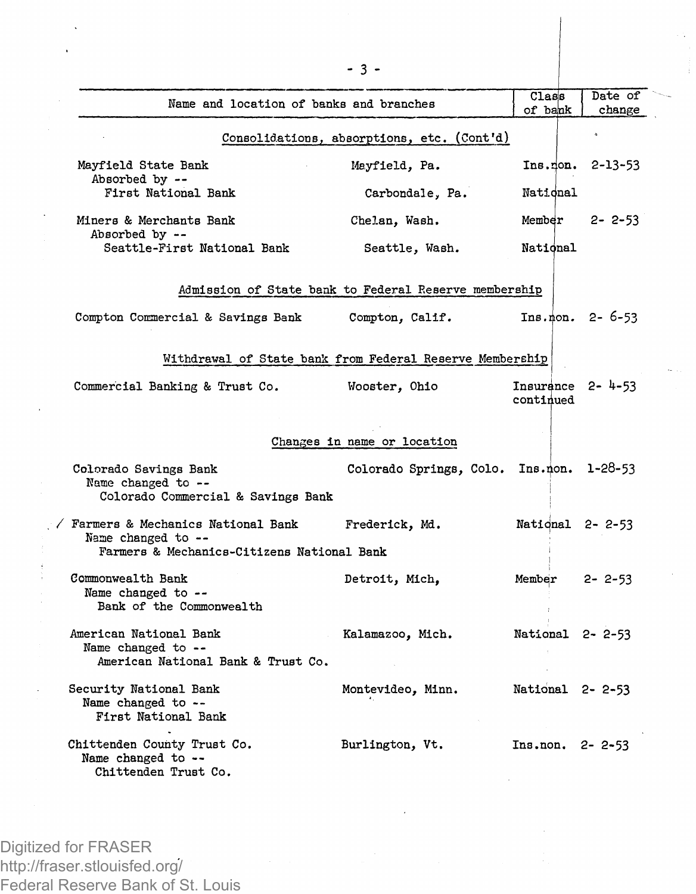| Name and location of banks and branches | | Class of bank | Date of change |
|---|---|---|---|
| **Consolidations, absorptions, etc. (Cont'd)** | | | |
| Mayfield State Bank | Mayfield, Pa. | Ins.non. | 2-13-53 |
| Absorbed by -- | | | |
| First National Bank | Carbondale, Pa. | National | |
| Miners & Merchants Bank | Chelan, Wash. | Member | 2- 2-53 |
| Absorbed by -- | | | |
| Seattle-First National Bank | Seattle, Wash. | National | |
| **Admission of State bank to Federal Reserve membership** | | | |
| Compton Commercial & Savings Bank | Compton, Calif. | Ins.non. | 2- 6-53 |
| **Withdrawal of State bank from Federal Reserve Membership** | | | |
| Commercial Banking & Trust Co. | Wooster, Ohio | Insurance continued | 2- 4-53 |
| **Changes in name or location** | | | |
| Colorado Savings Bank | Colorado Springs, Colo. | Ins.non. | 1-28-53 |
| Name changed to -- | | | |
| Colorado Commercial & Savings Bank | | | |
| Farmers & Mechanics National Bank | Frederick, Md. | National | 2- 2-53 |
| Name changed to -- | | | |
| Farmers & Mechanics-Citizens National Bank | | | |
| Commonwealth Bank | Detroit, Mich, | Member | 2- 2-53 |
| Name changed to -- | | | |
| Bank of the Commonwealth | | | |
| American National Bank | Kalamazoo, Mich. | National | 2- 2-53 |
| Name changed to -- | | | |
| American National Bank & Trust Co. | | | |
| Security National Bank | Montevideo, Minn. | National | 2- 2-53 |
| Name changed to -- | | | |
| First National Bank | | | |
| Chittenden County Trust Co. | Burlington, Vt. | Ins.non. | 2- 2-53 |
| Name changed to -- | | | |
| Chittenden Trust Co. | | | |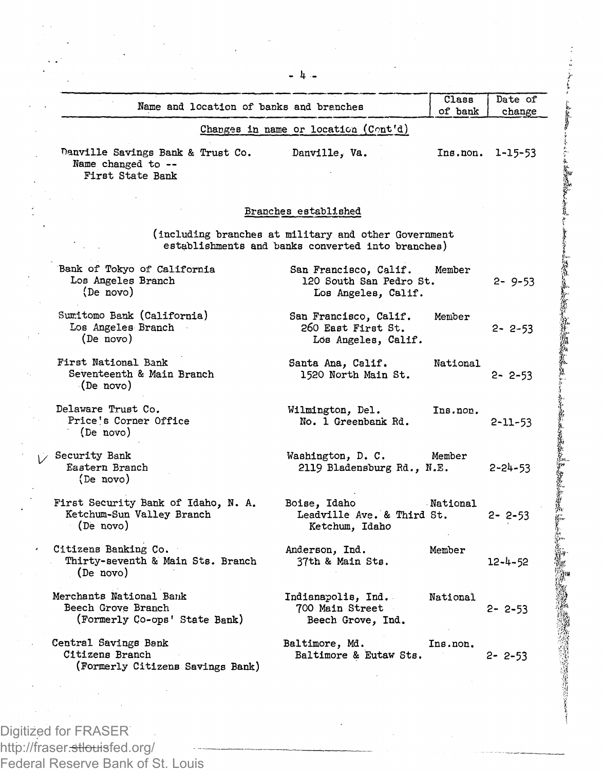| Name and location of banks and branches | | Class of bank | Date of change |
|---|---|---|---|
| Changes in name or location (Cont'd) | | | |
| Danville Savings Bank & Trust Co.<br>Name changed to --<br>First State Bank | Danville, Va. | Ins.non. | 1-15-53 |
| **Branches established** | | | |
| (including branches at military and other Government establishments and banks converted into branches) | | | |
| Bank of Tokyo of California<br>Los Angeles Branch<br>(De novo) | San Francisco, Calif.<br>120 South San Pedro St.<br>Los Angeles, Calif. | Member | 2- 9-53 |
| Sumitomo Bank (California)<br>Los Angeles Branch<br>(De novo) | San Francisco, Calif.<br>260 East First St.<br>Los Angeles, Calif. | Member | 2- 2-53 |
| First National Bank<br>Seventeenth & Main Branch<br>(De novo) | Santa Ana, Calif.<br>1520 North Main St. | National | 2- 2-53 |
| Delaware Trust Co.<br>Price's Corner Office<br>(De novo) | Wilmington, Del.<br>No. 1 Greenbank Rd. | Ins.non. | 2-11-53 |
| Security Bank<br>Eastern Branch<br>(De novo) | Washington, D. C.<br>2119 Bladensburg Rd., N.E. | Member | 2-24-53 |
| First Security Bank of Idaho, N. A.<br>Ketchum-Sun Valley Branch<br>(De novo) | Boise, Idaho<br>Leadville Ave. & Third St.<br>Ketchum, Idaho | National | 2- 2-53 |
| Citizens Banking Co.<br>Thirty-seventh & Main Sts. Branch<br>(De novo) | Anderson, Ind.<br>37th & Main Sts. | Member | 12-4-52 |
| Merchants National Bank<br>Beech Grove Branch<br>(Formerly Co-ops' State Bank) | Indianapolis, Ind.<br>700 Main Street<br>Beech Grove, Ind. | National | 2- 2-53 |
| Central Savings Bank<br>Citizens Branch<br>(Formerly Citizens Savings Bank) | Baltimore, Md.<br>Baltimore & Eutaw Sts. | Ins.non. | 2- 2-53 |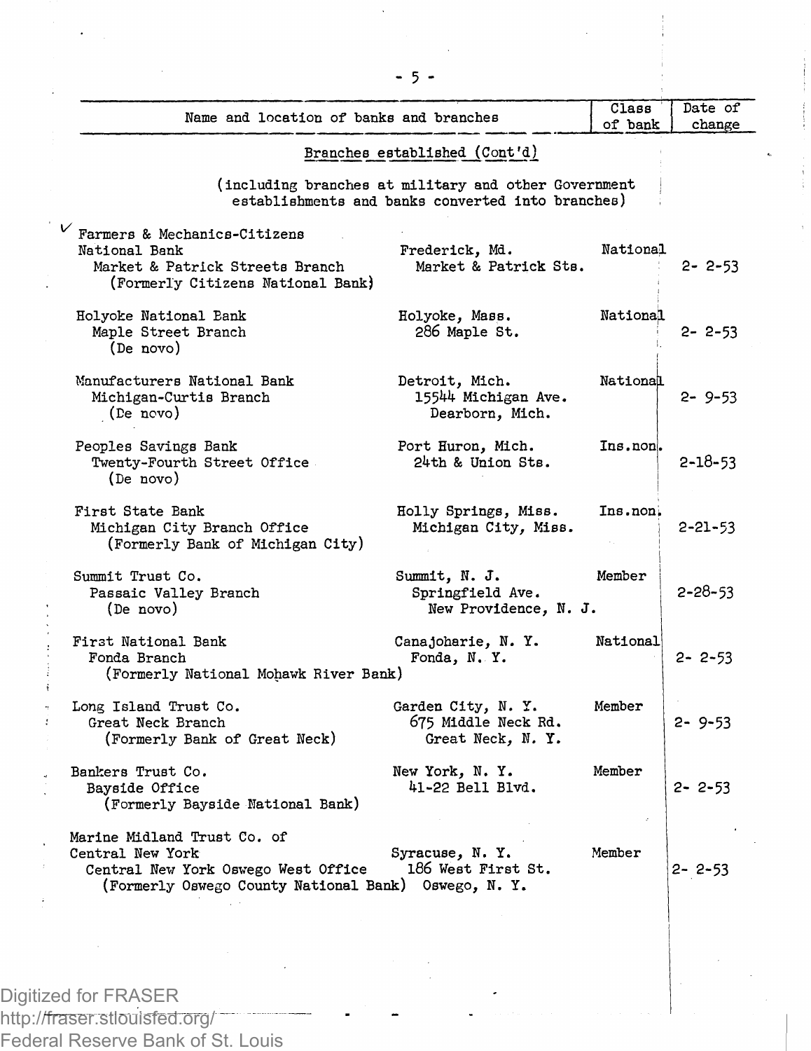| Name and location of banks and branches | | Class of bank | Date of change |
|---|---|---|---|

## Branches established (Cont'd)

(including branches at military and other Government establishments and banks converted into branches)

| Name of bank and branch | Location | Class of bank | Date of change |
|---|---|---|---|
| Farmers & Mechanics-Citizens National Bank | Frederick, Md. | National | |
| Market & Patrick Streets Branch (Formerly Citizens National Bank) | Market & Patrick Sts. | | 2- 2-53 |
| Holyoke National Bank | Holyoke, Mass. | National | |
| Maple Street Branch (De novo) | 286 Maple St. | | 2- 2-53 |
| Manufacturers National Bank | Detroit, Mich. | National | |
| Michigan-Curtis Branch (De novo) | 15544 Michigan Ave. Dearborn, Mich. | | 2- 9-53 |
| Peoples Savings Bank | Port Huron, Mich. | Ins.non. | |
| Twenty-Fourth Street Office (De novo) | 24th & Union Sts. | | 2-18-53 |
| First State Bank | Holly Springs, Miss. | Ins.non. | |
| Michigan City Branch Office (Formerly Bank of Michigan City) | Michigan City, Miss. | | 2-21-53 |
| Summit Trust Co. | Summit, N. J. | Member | |
| Passaic Valley Branch (De novo) | Springfield Ave. New Providence, N. J. | | 2-28-53 |
| First National Bank | Canajoharie, N. Y. | National | |
| Fonda Branch (Formerly National Mohawk River Bank) | Fonda, N. Y. | | 2- 2-53 |
| Long Island Trust Co. | Garden City, N. Y. | Member | |
| Great Neck Branch (Formerly Bank of Great Neck) | 675 Middle Neck Rd. Great Neck, N. Y. | | 2- 9-53 |
| Bankers Trust Co. | New York, N. Y. | Member | |
| Bayside Office (Formerly Bayside National Bank) | 41-22 Bell Blvd. | | 2- 2-53 |
| Marine Midland Trust Co. of Central New York | Syracuse, N. Y. | Member | |
| Central New York Oswego West Office (Formerly Oswego County National Bank) | 186 West First St. Oswego, N. Y. | | 2- 2-53 |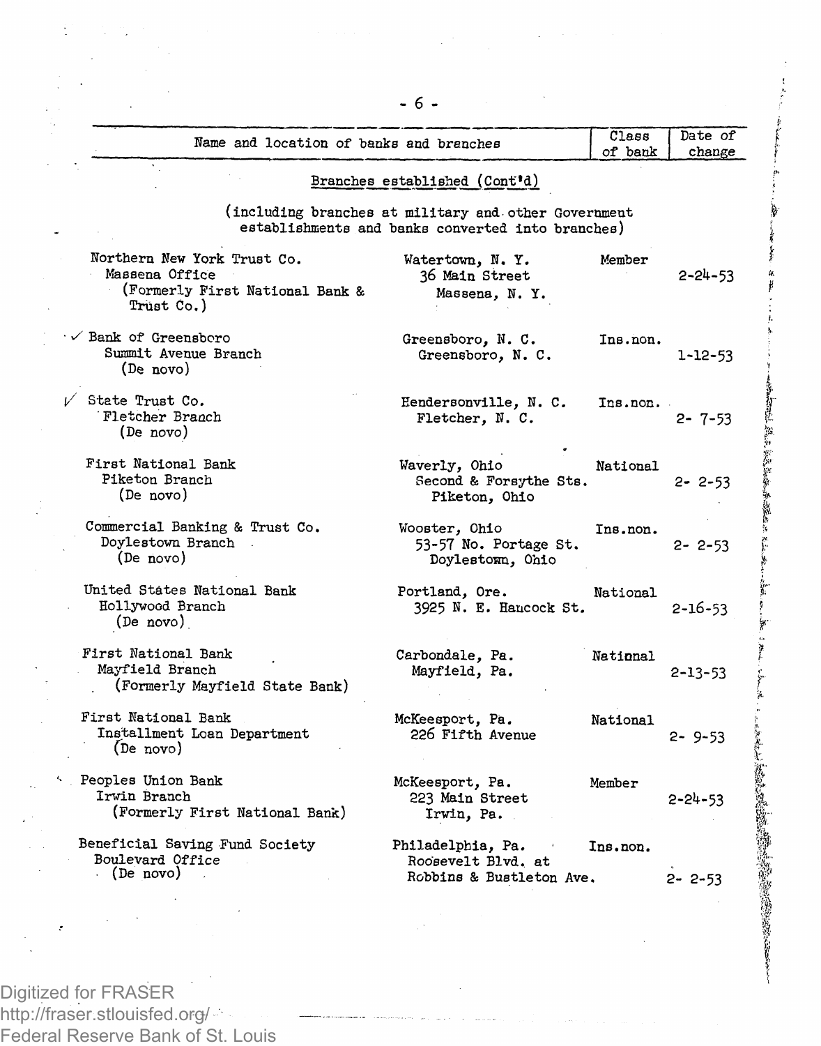| Name and location of banks and branches | | Class of bank | Date of change |
|---|---|---|---|

**Branches established (Cont'd)**

(including branches at military and other Government establishments and banks converted into branches)

| Name and location of banks and branches | | Class of bank | Date of change |
|---|---|---|---|
| Northern New York Trust Co.<br>Massena Office<br>(Formerly First National Bank & Trust Co.) | Watertown, N. Y.<br>36 Main Street<br>Massena, N. Y. | Member | 2-24-53 |
| ✓ Bank of Greensboro<br>Summit Avenue Branch<br>(De novo) | Greensboro, N. C.<br>Greensboro, N. C. | Ins.non. | 1-12-53 |
| ✓ State Trust Co.<br>Fletcher Branch<br>(De novo) | Hendersonville, N. C.<br>Fletcher, N. C. | Ins.non. | 2- 7-53 |
| First National Bank<br>Piketon Branch<br>(De novo) | Waverly, Ohio<br>Second & Forsythe Sts.<br>Piketon, Ohio | National | 2- 2-53 |
| Commercial Banking & Trust Co.<br>Doylestown Branch<br>(De novo) | Wooster, Ohio<br>53-57 No. Portage St.<br>Doylestown, Ohio | Ins.non. | 2- 2-53 |
| United States National Bank<br>Hollywood Branch<br>(De novo) | Portland, Ore.<br>3925 N. E. Hancock St. | National | 2-16-53 |
| First National Bank<br>Mayfield Branch<br>(Formerly Mayfield State Bank) | Carbondale, Pa.<br>Mayfield, Pa. | National | 2-13-53 |
| First National Bank<br>Installment Loan Department<br>(De novo) | McKeesport, Pa.<br>226 Fifth Avenue | National | 2- 9-53 |
| Peoples Union Bank<br>Irwin Branch<br>(Formerly First National Bank) | McKeesport, Pa.<br>223 Main Street<br>Irwin, Pa. | Member | 2-24-53 |
| Beneficial Saving Fund Society<br>Boulevard Office<br>(De novo) | Philadelphia, Pa.<br>Roosevelt Blvd. at<br>Robbins & Bustleton Ave. | Ins.non. | 2- 2-53 |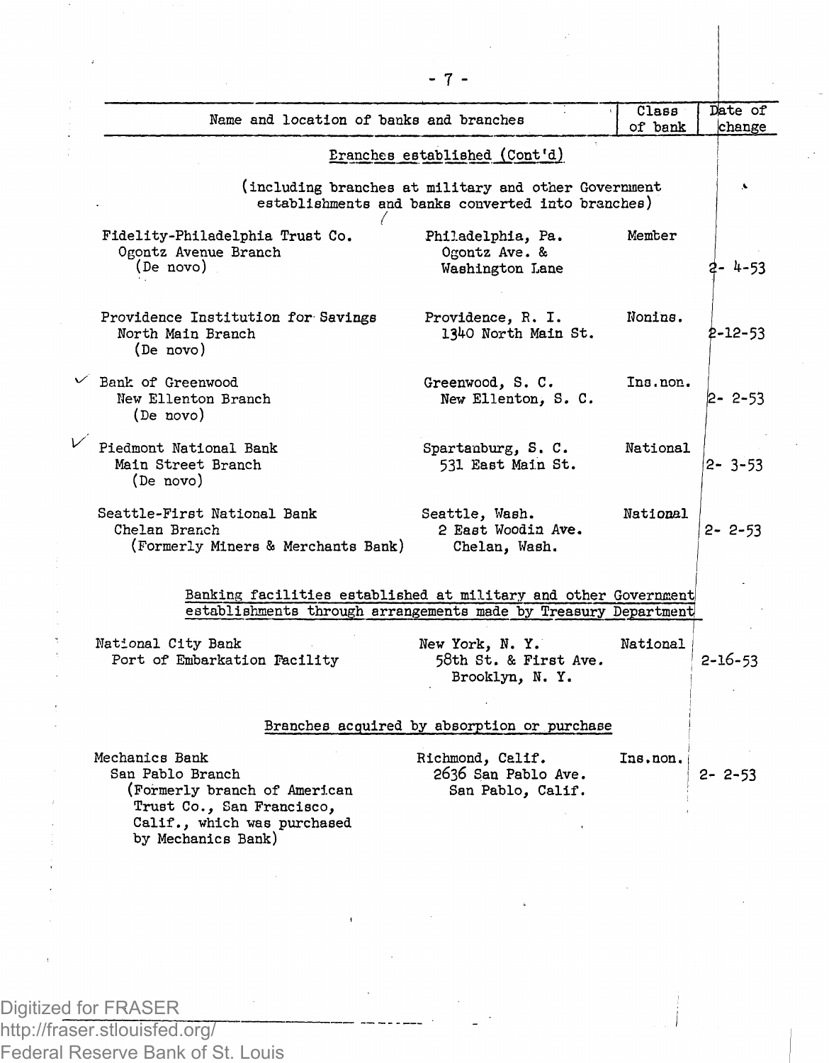| Name and location of banks and branches | | Class of bank | Date of change |
|---|---|---|---|
| **Branches established (Cont'd)** | | | |
| (including branches at military and other Government establishments and banks converted into branches) | | | |
| Fidelity-Philadelphia Trust Co. Ogontz Avenue Branch (De novo) | Philadelphia, Pa. Ogontz Ave. & Washington Lane | Member | 2- 4-53 |
| Providence Institution for Savings North Main Branch (De novo) | Providence, R. I. 1340 North Main St. | Nonins. | 2-12-53 |
| Bank of Greenwood New Ellenton Branch (De novo) | Greenwood, S. C. New Ellenton, S. C. | Ins.non. | 2- 2-53 |
| Piedmont National Bank Main Street Branch (De novo) | Spartanburg, S. C. 531 East Main St. | National | 2- 3-53 |
| Seattle-First National Bank Chelan Branch (Formerly Miners & Merchants Bank) | Seattle, Wash. 2 East Woodin Ave. Chelan, Wash. | National | 2- 2-53 |
| **Banking facilities established at military and other Government establishments through arrangements made by Treasury Department** | | | |
| National City Bank Port of Embarkation Facility | New York, N. Y. 58th St. & First Ave. Brooklyn, N. Y. | National | 2-16-53 |
| **Branches acquired by absorption or purchase** | | | |
| Mechanics Bank San Pablo Branch (Formerly branch of American Trust Co., San Francisco, Calif., which was purchased by Mechanics Bank) | Richmond, Calif. 2636 San Pablo Ave. San Pablo, Calif. | Ins.non. | 2- 2-53 |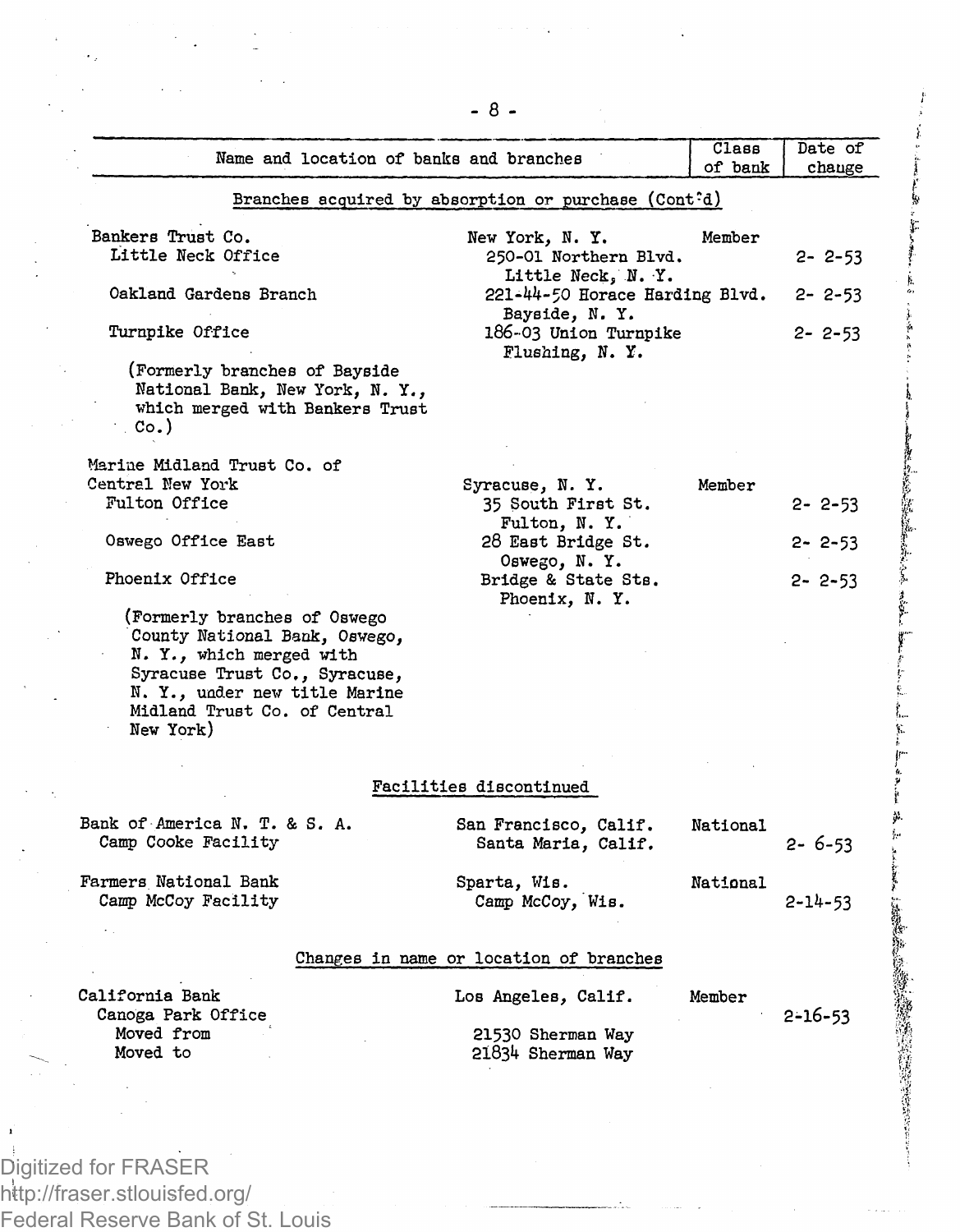| Name and location of banks and branches | | Class of bank | Date of change |
|---|---|---|---|
| **Branches acquired by absorption or purchase (Cont'd)** | | | |
| Bankers Trust Co. | New York, N. Y. | Member | |
| Little Neck Office | 250-01 Northern Blvd. Little Neck, N. Y. | | 2- 2-53 |
| Oakland Gardens Branch | 221-44-50 Horace Harding Blvd. Bayside, N. Y. | | 2- 2-53 |
| Turnpike Office | 186-03 Union Turnpike Flushing, N. Y. | | 2- 2-53 |
| (Formerly branches of Bayside National Bank, New York, N. Y., which merged with Bankers Trust Co.) | | | |
| Marine Midland Trust Co. of Central New York | Syracuse, N. Y. | Member | |
| Fulton Office | 35 South First St. Fulton, N. Y. | | 2- 2-53 |
| Oswego Office East | 28 East Bridge St. Oswego, N. Y. | | 2- 2-53 |
| Phoenix Office | Bridge & State Sts. Phoenix, N. Y. | | 2- 2-53 |
| (Formerly branches of Oswego County National Bank, Oswego, N. Y., which merged with Syracuse Trust Co., Syracuse, N. Y., under new title Marine Midland Trust Co. of Central New York) | | | |
| **Facilities discontinued** | | | |
| Bank of America N. T. & S. A. | San Francisco, Calif. | National | |
| Camp Cooke Facility | Santa Maria, Calif. | | 2- 6-53 |
| Farmers National Bank | Sparta, Wis. | National | |
| Camp McCoy Facility | Camp McCoy, Wis. | | 2-14-53 |
| **Changes in name or location of branches** | | | |
| California Bank | Los Angeles, Calif. | Member | |
| Canoga Park Office | | | 2-16-53 |
| Moved from | 21530 Sherman Way | | |
| Moved to | 21834 Sherman Way | | |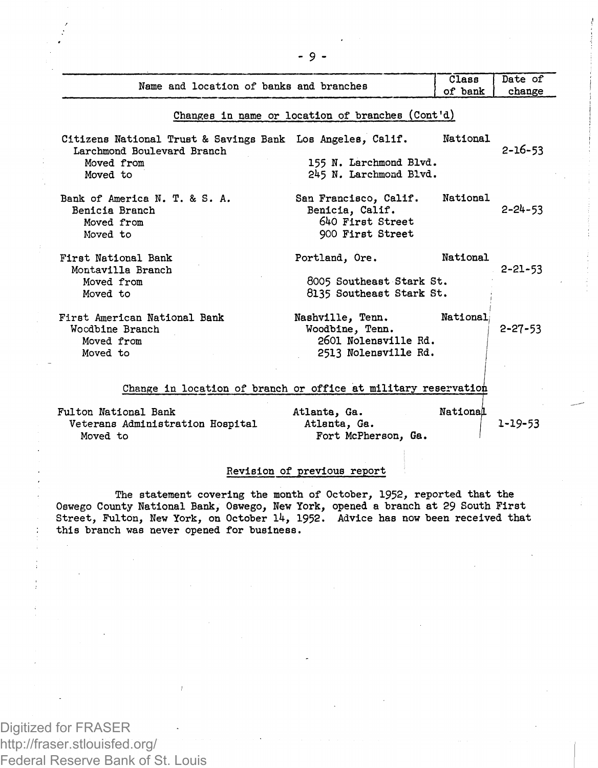| Name and location of banks and branches | | Class of bank | Date of change |
|---|---|---|---|
| **Changes in name or location of branches (Cont'd)** | | | |
| Citizens National Trust & Savings Bank | Los Angeles, Calif. | National | |
| Larchmond Boulevard Branch | | | 2-16-53 |
| Moved from | 155 N. Larchmond Blvd. | | |
| Moved to | 245 N. Larchmond Blvd. | | |
| Bank of America N. T. & S. A. | San Francisco, Calif. | National | |
| Benicia Branch | Benicia, Calif. | | 2-24-53 |
| Moved from | 640 First Street | | |
| Moved to | 900 First Street | | |
| First National Bank | Portland, Ore. | National | |
| Montavilla Branch | | | 2-21-53 |
| Moved from | 8005 Southeast Stark St. | | |
| Moved to | 8135 Southeast Stark St. | | |
| First American National Bank | Nashville, Tenn. | National | |
| Woodbine Branch | Woodbine, Tenn. | | 2-27-53 |
| Moved from | 2601 Nolensville Rd. | | |
| Moved to | 2513 Nolensville Rd. | | |
| **Change in location of branch or office at military reservation** | | | |
| Fulton National Bank | Atlanta, Ga. | National | |
| Veterans Administration Hospital | Atlanta, Ga. | | 1-19-53 |
| Moved to | Fort McPherson, Ga. | | |

## Revision of previous report

The statement covering the month of October, 1952, reported that the Oswego County National Bank, Oswego, New York, opened a branch at 29 South First Street, Fulton, New York, on October 14, 1952. Advice has now been received that this branch was never opened for business.

Digitized for FRASER
http://fraser.stlouisfed.org/
Federal Reserve Bank of St. Louis